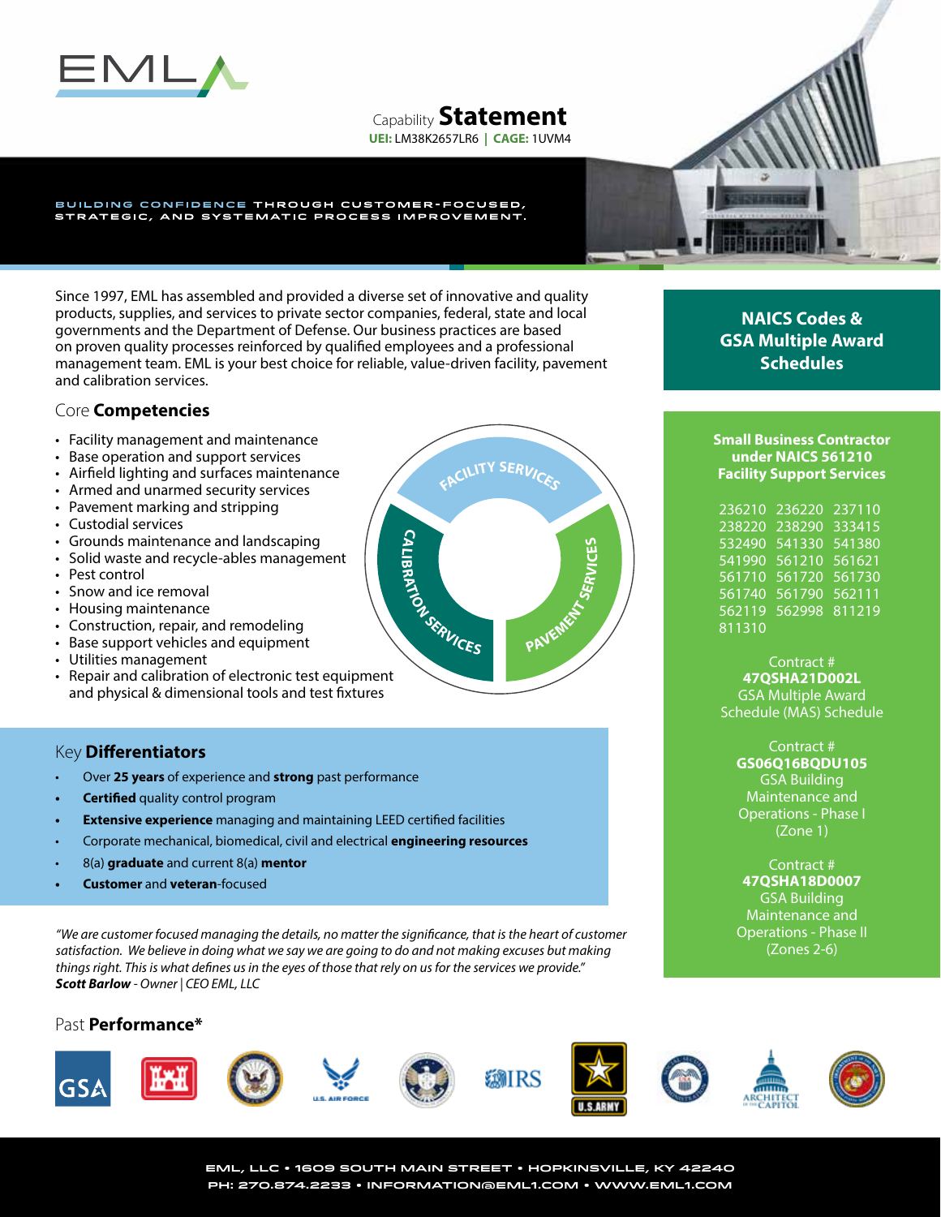# EML

## Capability **Statement**

**UEI:** LM38K2657LR6 | **CAGE:** 1UVM4

BUILDING CONFIDENCE THROUGH CUSTOMER-FOCUSED, STRATEGIC, AND SYSTEMATIC PROCESS IMPROVEMENT.

Since 1997, EML has assembled and provided a diverse set of innovative and quality products, supplies, and services to private sector companies, federal, state and local governments and the Department of Defense. Our business practices are based on proven quality processes reinforced by qualified employees and a professional management team. EML is your best choice for reliable, value-driven facility, pavement and calibration services.

## Core **Competencies**

- Facility management and maintenance
- Base operation and support services
- Airfield lighting and surfaces maintenance
- Armed and unarmed security services
- Pavement marking and stripping
- Custodial services
- Grounds maintenance and landscaping
- Solid waste and recycle-ables management
- Pest control
- Snow and ice removal
- Housing maintenance
- Construction, repair, and remodeling
- Base support vehicles and equipment
- Utilities management
- Repair and calibration of electronic test equipment and physical & dimensional tools and test fixtures

FACILITY SERVICES · PAVEMENT SERVICES · CALIBRATION SERVICES

## Key **Differentiators**

- Over **25 years** of experience and **strong** past performance
- **Certified** quality control program
- **Extensive experience** managing and maintaining LEED certified facilities
- Corporate mechanical, biomedical, civil and electrical **engineering resources**
- 8(a) **graduate** and current 8(a) **mentor**
- **Customer** and **veteran**-focused

*"We are customer focused managing the details, no matter the significance, that is the heart of customer satisfaction. We believe in doing what we say we are going to do and not making excuses but making things right. This is what defines us in the eyes of those that rely on us for the services we provide."*
***Scott Barlow** - Owner | CEO EML, LLC*

## NAICS Codes & GSA Multiple Award Schedules

**Small Business Contractor under NAICS 561210 Facility Support Services**

236210 236220 237110
238220 238290 333415
532490 541330 541380
541990 561210 561621
561710 561720 561730
561740 561790 562111
562119 562998 811219
811310

Contract #
**47QSHA21D002L**
GSA Multiple Award Schedule (MAS) Schedule

Contract #
**GS06Q16BQDU105**
GSA Building Maintenance and Operations - Phase I (Zone 1)

Contract #
**47QSHA18D0007**
GSA Building Maintenance and Operations - Phase II (Zones 2-6)

## Past **Performance***

GSA · U.S. Army Corps of Engineers · U.S. Navy · U.S. Air Force · IRS · U.S. Army · Social Security Administration · Architect of the Capitol · U.S. Marine Corps

EML, LLC • 1609 SOUTH MAIN STREET • HOPKINSVILLE, KY 42240
PH: 270.874.2233 • INFORMATION@EML1.COM • WWW.EML1.COM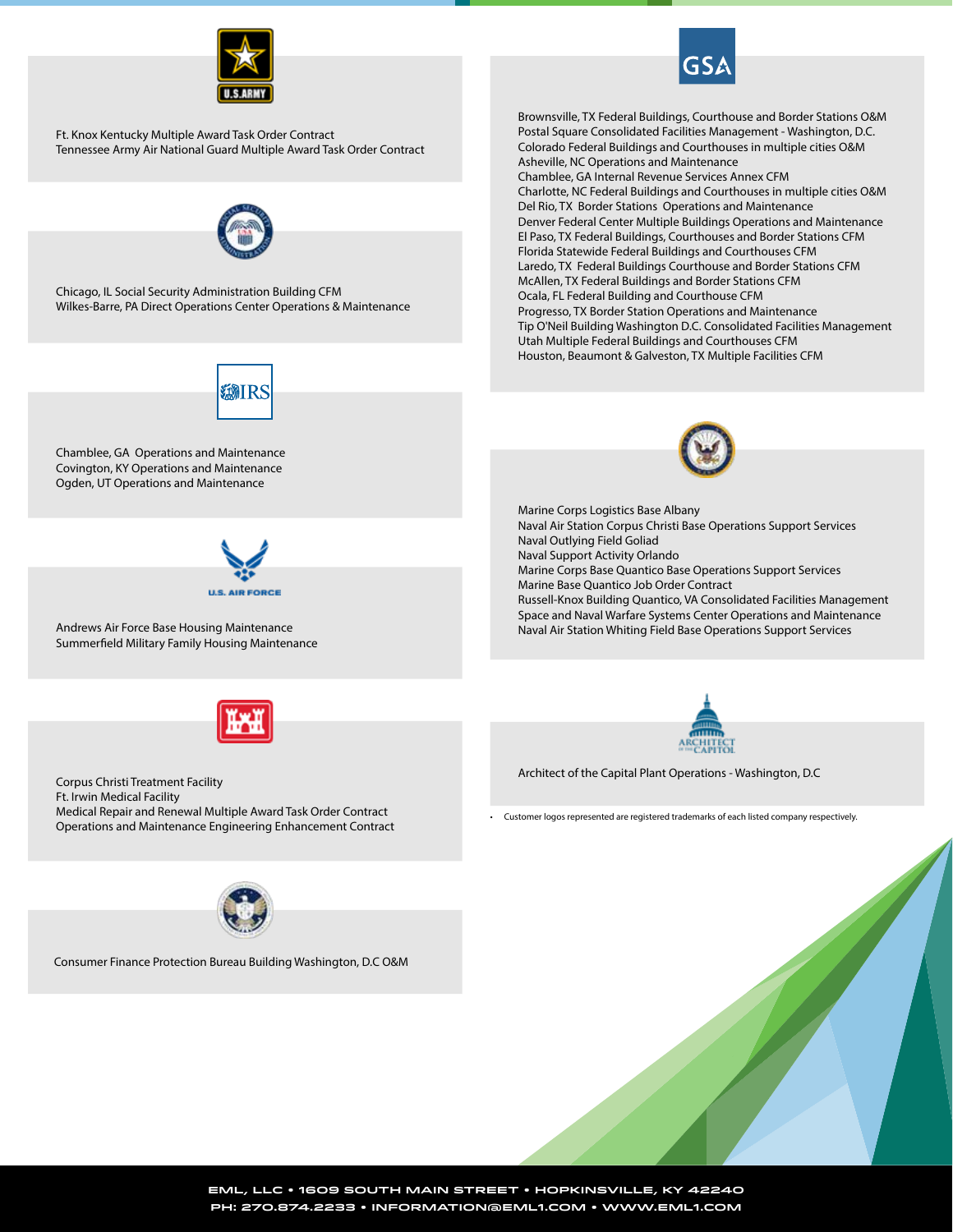U.S. ARMY

Ft. Knox Kentucky Multiple Award Task Order Contract
Tennessee Army Air National Guard Multiple Award Task Order Contract

Chicago, IL Social Security Administration Building CFM
Wilkes-Barre, PA Direct Operations Center Operations & Maintenance

IRS

Chamblee, GA Operations and Maintenance
Covington, KY Operations and Maintenance
Ogden, UT Operations and Maintenance

U.S. AIR FORCE

Andrews Air Force Base Housing Maintenance
Summerfield Military Family Housing Maintenance

Corpus Christi Treatment Facility
Ft. Irwin Medical Facility
Medical Repair and Renewal Multiple Award Task Order Contract
Operations and Maintenance Engineering Enhancement Contract

Consumer Finance Protection Bureau Building Washington, D.C O&M

GSA

Brownsville, TX Federal Buildings, Courthouse and Border Stations O&M
Postal Square Consolidated Facilities Management - Washington, D.C.
Colorado Federal Buildings and Courthouses in multiple cities O&M
Asheville, NC Operations and Maintenance
Chamblee, GA Internal Revenue Services Annex CFM
Charlotte, NC Federal Buildings and Courthouses in multiple cities O&M
Del Rio, TX Border Stations Operations and Maintenance
Denver Federal Center Multiple Buildings Operations and Maintenance
El Paso, TX Federal Buildings, Courthouses and Border Stations CFM
Florida Statewide Federal Buildings and Courthouses CFM
Laredo, TX Federal Buildings Courthouse and Border Stations CFM
McAllen, TX Federal Buildings and Border Stations CFM
Ocala, FL Federal Building and Courthouse CFM
Progresso, TX Border Station Operations and Maintenance
Tip O'Neil Building Washington D.C. Consolidated Facilities Management
Utah Multiple Federal Buildings and Courthouses CFM
Houston, Beaumont & Galveston, TX Multiple Facilities CFM

Marine Corps Logistics Base Albany
Naval Air Station Corpus Christi Base Operations Support Services
Naval Outlying Field Goliad
Naval Support Activity Orlando
Marine Corps Base Quantico Base Operations Support Services
Marine Base Quantico Job Order Contract
Russell-Knox Building Quantico, VA Consolidated Facilities Management
Space and Naval Warfare Systems Center Operations and Maintenance
Naval Air Station Whiting Field Base Operations Support Services

ARCHITECT OF THE CAPITOL

Architect of the Capital Plant Operations - Washington, D.C

- Customer logos represented are registered trademarks of each listed company respectively.

EML, LLC • 1609 SOUTH MAIN STREET • HOPKINSVILLE, KY 42240
PH: 270.874.2233 • INFORMATION@EML1.COM • WWW.EML1.COM